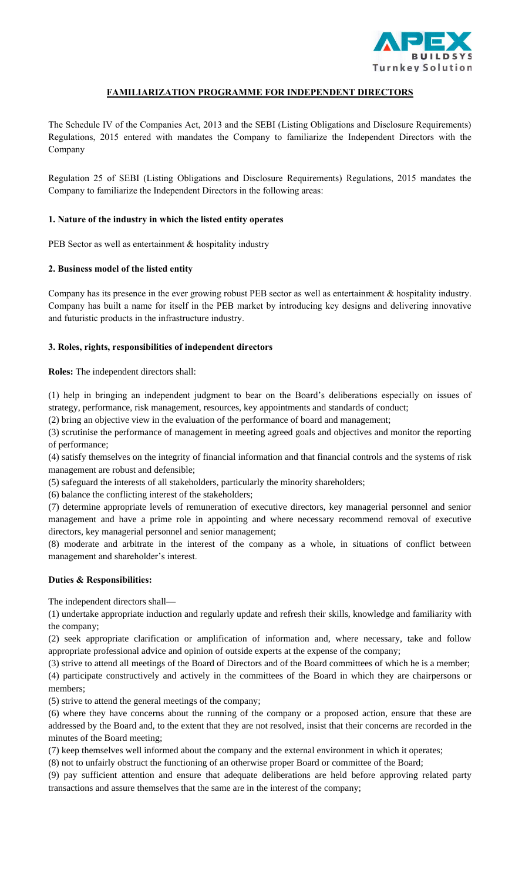## FAMILIARIZATION PROGRAMME FOR INDEPENDENT DIRECTORS

The Schedule IV of the Companies Act, 2013 and the SEBI (Listing Obligations and Disclosure Requirements) Regulations, 2015 entered with mandates the Company to familiarize the Independent Directors with the Company

Regulation 25 of SEBI (Listing Obligations and Disclosure Requirements) Regulations, 2015 mandates the Company to familiarize the Independent Directors in the following areas:

### 1. Nature of the industry in which the listed entity operates

PEB Sector as well as entertainment & hospitality industry

### 2. Business model of the listed entity

Company has its presence in the ever growing robust PEB sector as well as entertainment & hospitality industry. Company has built a name for itself in the PEB market by introducing key designs and delivering innovative and futuristic products in the infrastructure industry.

### 3. Roles, rights, responsibilities of independent directors

**Roles:** The independent directors shall:

(1) help in bringing an independent judgment to bear on the Board's deliberations especially on issues of strategy, performance, risk management, resources, key appointments and standards of conduct;

(2) bring an objective view in the evaluation of the performance of board and management;

(3) scrutinise the performance of management in meeting agreed goals and objectives and monitor the reporting of performance;

(4) satisfy themselves on the integrity of financial information and that financial controls and the systems of risk management are robust and defensible;

(5) safeguard the interests of all stakeholders, particularly the minority shareholders;

(6) balance the conflicting interest of the stakeholders;

(7) determine appropriate levels of remuneration of executive directors, key managerial personnel and senior management and have a prime role in appointing and where necessary recommend removal of executive directors, key managerial personnel and senior management;

(8) moderate and arbitrate in the interest of the company as a whole, in situations of conflict between management and shareholder's interest.

**Duties & Responsibilities:**

The independent directors shall—

(1) undertake appropriate induction and regularly update and refresh their skills, knowledge and familiarity with the company;

(2) seek appropriate clarification or amplification of information and, where necessary, take and follow appropriate professional advice and opinion of outside experts at the expense of the company;

(3) strive to attend all meetings of the Board of Directors and of the Board committees of which he is a member;

(4) participate constructively and actively in the committees of the Board in which they are chairpersons or members;

(5) strive to attend the general meetings of the company;

(6) where they have concerns about the running of the company or a proposed action, ensure that these are addressed by the Board and, to the extent that they are not resolved, insist that their concerns are recorded in the minutes of the Board meeting;

(7) keep themselves well informed about the company and the external environment in which it operates;

(8) not to unfairly obstruct the functioning of an otherwise proper Board or committee of the Board;

(9) pay sufficient attention and ensure that adequate deliberations are held before approving related party transactions and assure themselves that the same are in the interest of the company;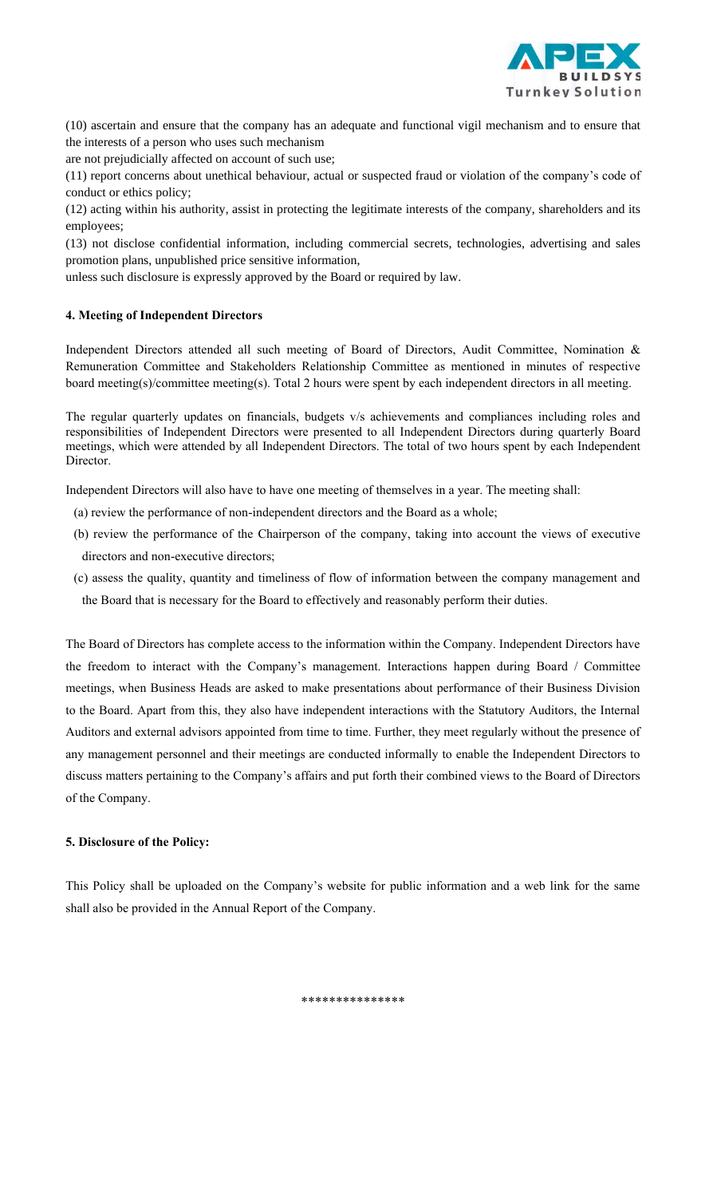(10) ascertain and ensure that the company has an adequate and functional vigil mechanism and to ensure that the interests of a person who uses such mechanism
are not prejudicially affected on account of such use;

(11) report concerns about unethical behaviour, actual or suspected fraud or violation of the company's code of conduct or ethics policy;

(12) acting within his authority, assist in protecting the legitimate interests of the company, shareholders and its employees;

(13) not disclose confidential information, including commercial secrets, technologies, advertising and sales promotion plans, unpublished price sensitive information,
unless such disclosure is expressly approved by the Board or required by law.

**4. Meeting of Independent Directors**

Independent Directors attended all such meeting of Board of Directors, Audit Committee, Nomination & Remuneration Committee and Stakeholders Relationship Committee as mentioned in minutes of respective board meeting(s)/committee meeting(s). Total 2 hours were spent by each independent directors in all meeting.

The regular quarterly updates on financials, budgets v/s achievements and compliances including roles and responsibilities of Independent Directors were presented to all Independent Directors during quarterly Board meetings, which were attended by all Independent Directors. The total of two hours spent by each Independent Director.

Independent Directors will also have to have one meeting of themselves in a year. The meeting shall:

(a) review the performance of non-independent directors and the Board as a whole;

(b) review the performance of the Chairperson of the company, taking into account the views of executive directors and non-executive directors;

(c) assess the quality, quantity and timeliness of flow of information between the company management and the Board that is necessary for the Board to effectively and reasonably perform their duties.

The Board of Directors has complete access to the information within the Company. Independent Directors have the freedom to interact with the Company's management. Interactions happen during Board / Committee meetings, when Business Heads are asked to make presentations about performance of their Business Division to the Board. Apart from this, they also have independent interactions with the Statutory Auditors, the Internal Auditors and external advisors appointed from time to time. Further, they meet regularly without the presence of any management personnel and their meetings are conducted informally to enable the Independent Directors to discuss matters pertaining to the Company's affairs and put forth their combined views to the Board of Directors of the Company.

**5. Disclosure of the Policy:**

This Policy shall be uploaded on the Company's website for public information and a web link for the same shall also be provided in the Annual Report of the Company.

***************